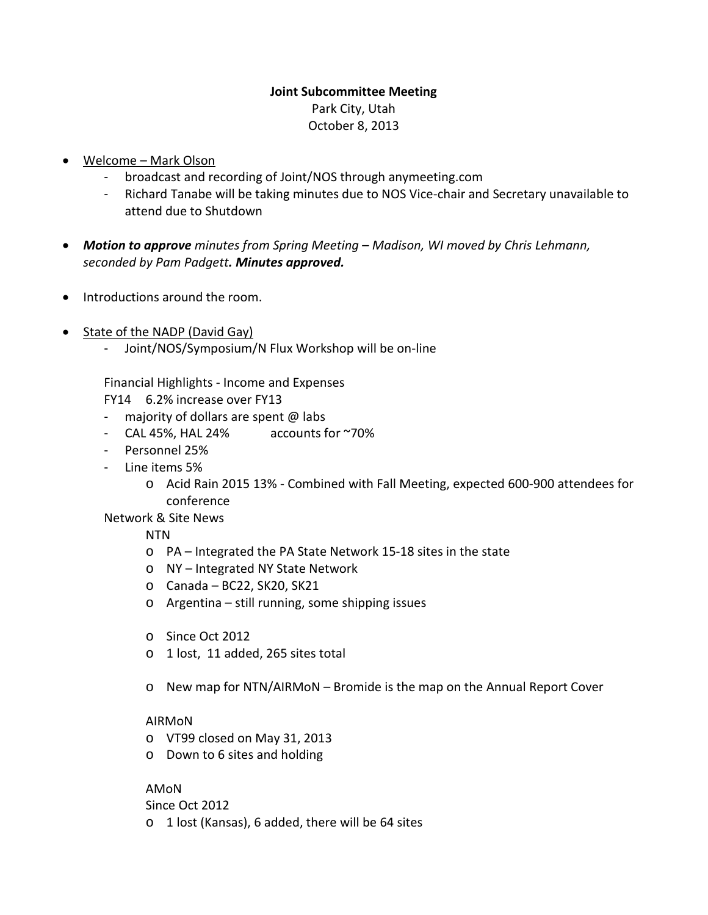**Joint Subcommittee Meeting**
Park City, Utah
October 8, 2013

- Welcome – Mark Olson
  - broadcast and recording of Joint/NOS through anymeeting.com
  - Richard Tanabe will be taking minutes due to NOS Vice-chair and Secretary unavailable to attend due to Shutdown

- ***Motion to approve** minutes from Spring Meeting – Madison, WI moved by Chris Lehmann, seconded by Pam Padgett**. Minutes approved.***

- Introductions around the room.

- State of the NADP (David Gay)
  - Joint/NOS/Symposium/N Flux Workshop will be on-line

  Financial Highlights - Income and Expenses
  FY14 6.2% increase over FY13
  - majority of dollars are spent @ labs
  - CAL 45%, HAL 24% accounts for ~70%
  - Personnel 25%
  - Line items 5%
    - Acid Rain 2015 13% - Combined with Fall Meeting, expected 600-900 attendees for conference

  Network & Site News

  NTN
    - PA – Integrated the PA State Network 15-18 sites in the state
    - NY – Integrated NY State Network
    - Canada – BC22, SK20, SK21
    - Argentina – still running, some shipping issues

    - Since Oct 2012
    - 1 lost, 11 added, 265 sites total

    - New map for NTN/AIRMoN – Bromide is the map on the Annual Report Cover

  AIRMoN
    - VT99 closed on May 31, 2013
    - Down to 6 sites and holding

  AMoN
  Since Oct 2012
    - 1 lost (Kansas), 6 added, there will be 64 sites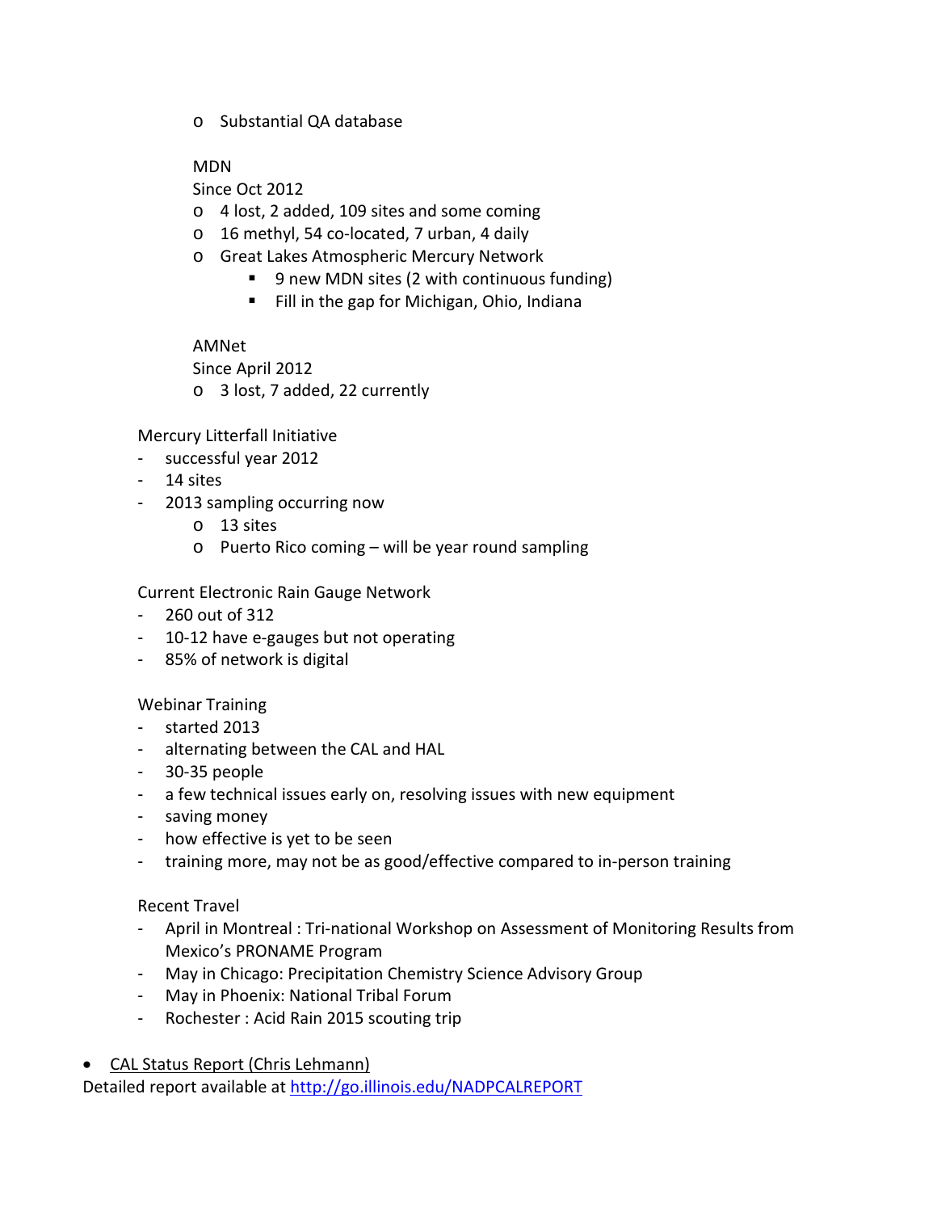- Substantial QA database

MDN

Since Oct 2012

- 4 lost, 2 added, 109 sites and some coming
- 16 methyl, 54 co-located, 7 urban, 4 daily
- Great Lakes Atmospheric Mercury Network
  - 9 new MDN sites (2 with continuous funding)
  - Fill in the gap for Michigan, Ohio, Indiana

AMNet

Since April 2012

- 3 lost, 7 added, 22 currently

Mercury Litterfall Initiative

- successful year 2012
- 14 sites
- 2013 sampling occurring now
  - 13 sites
  - Puerto Rico coming – will be year round sampling

Current Electronic Rain Gauge Network

- 260 out of 312
- 10-12 have e-gauges but not operating
- 85% of network is digital

Webinar Training

- started 2013
- alternating between the CAL and HAL
- 30-35 people
- a few technical issues early on, resolving issues with new equipment
- saving money
- how effective is yet to be seen
- training more, may not be as good/effective compared to in-person training

Recent Travel

- April in Montreal : Tri-national Workshop on Assessment of Monitoring Results from Mexico's PRONAME Program
- May in Chicago: Precipitation Chemistry Science Advisory Group
- May in Phoenix: National Tribal Forum
- Rochester : Acid Rain 2015 scouting trip

- CAL Status Report (Chris Lehmann)

Detailed report available at http://go.illinois.edu/NADPCALREPORT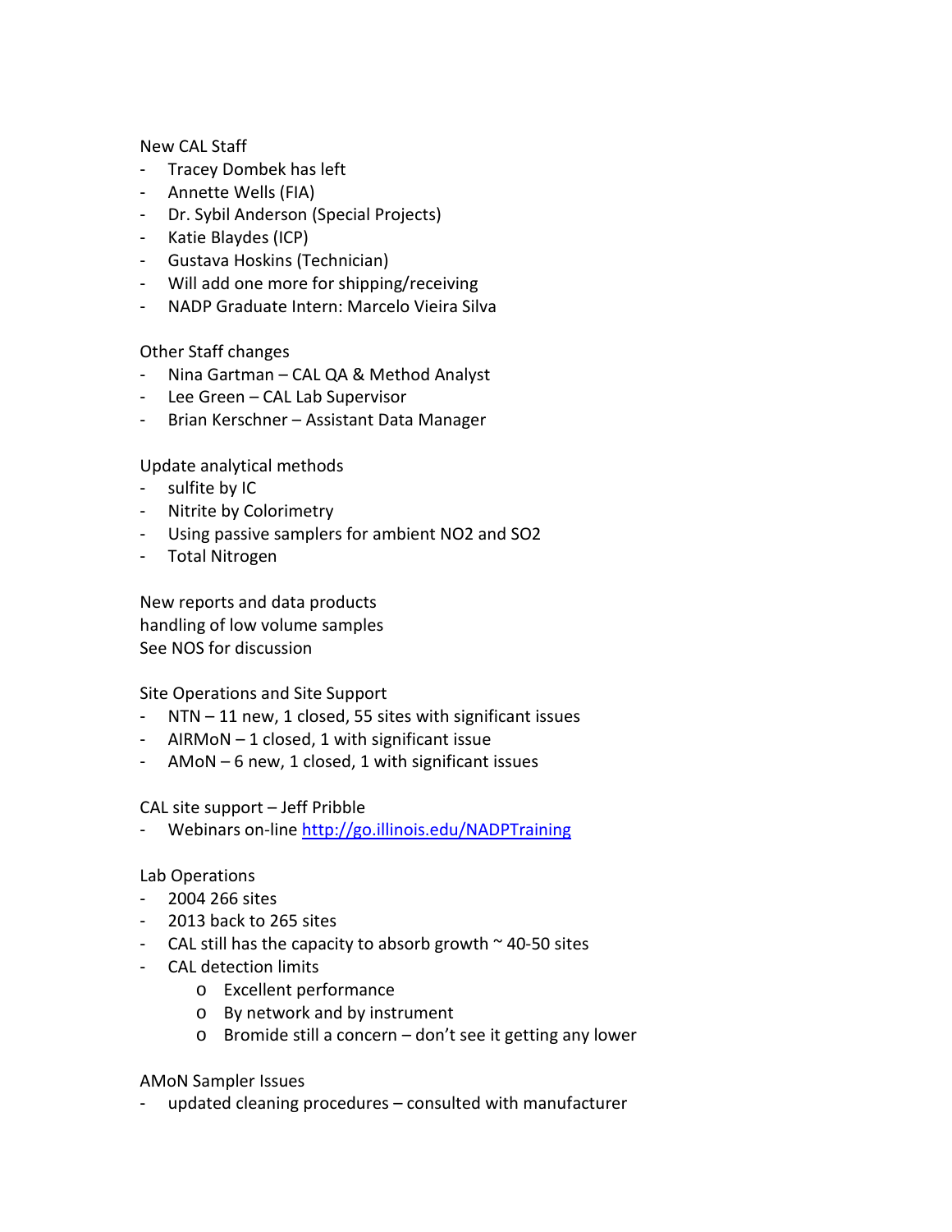New CAL Staff

- Tracey Dombek has left
- Annette Wells (FIA)
- Dr. Sybil Anderson (Special Projects)
- Katie Blaydes (ICP)
- Gustava Hoskins (Technician)
- Will add one more for shipping/receiving
- NADP Graduate Intern: Marcelo Vieira Silva

Other Staff changes

- Nina Gartman – CAL QA & Method Analyst
- Lee Green – CAL Lab Supervisor
- Brian Kerschner – Assistant Data Manager

Update analytical methods

- sulfite by IC
- Nitrite by Colorimetry
- Using passive samplers for ambient $NO_2$ and $SO_2$
- Total Nitrogen

New reports and data products
handling of low volume samples
See NOS for discussion

Site Operations and Site Support

- NTN – 11 new, 1 closed, 55 sites with significant issues
- AIRMoN – 1 closed, 1 with significant issue
- AMoN – 6 new, 1 closed, 1 with significant issues

CAL site support – Jeff Pribble

- Webinars on-line http://go.illinois.edu/NADPTraining

Lab Operations

- 2004 266 sites
- 2013 back to 265 sites
- CAL still has the capacity to absorb growth ~ 40-50 sites
- CAL detection limits
  - Excellent performance
  - By network and by instrument
  - Bromide still a concern – don't see it getting any lower

AMoN Sampler Issues

- updated cleaning procedures – consulted with manufacturer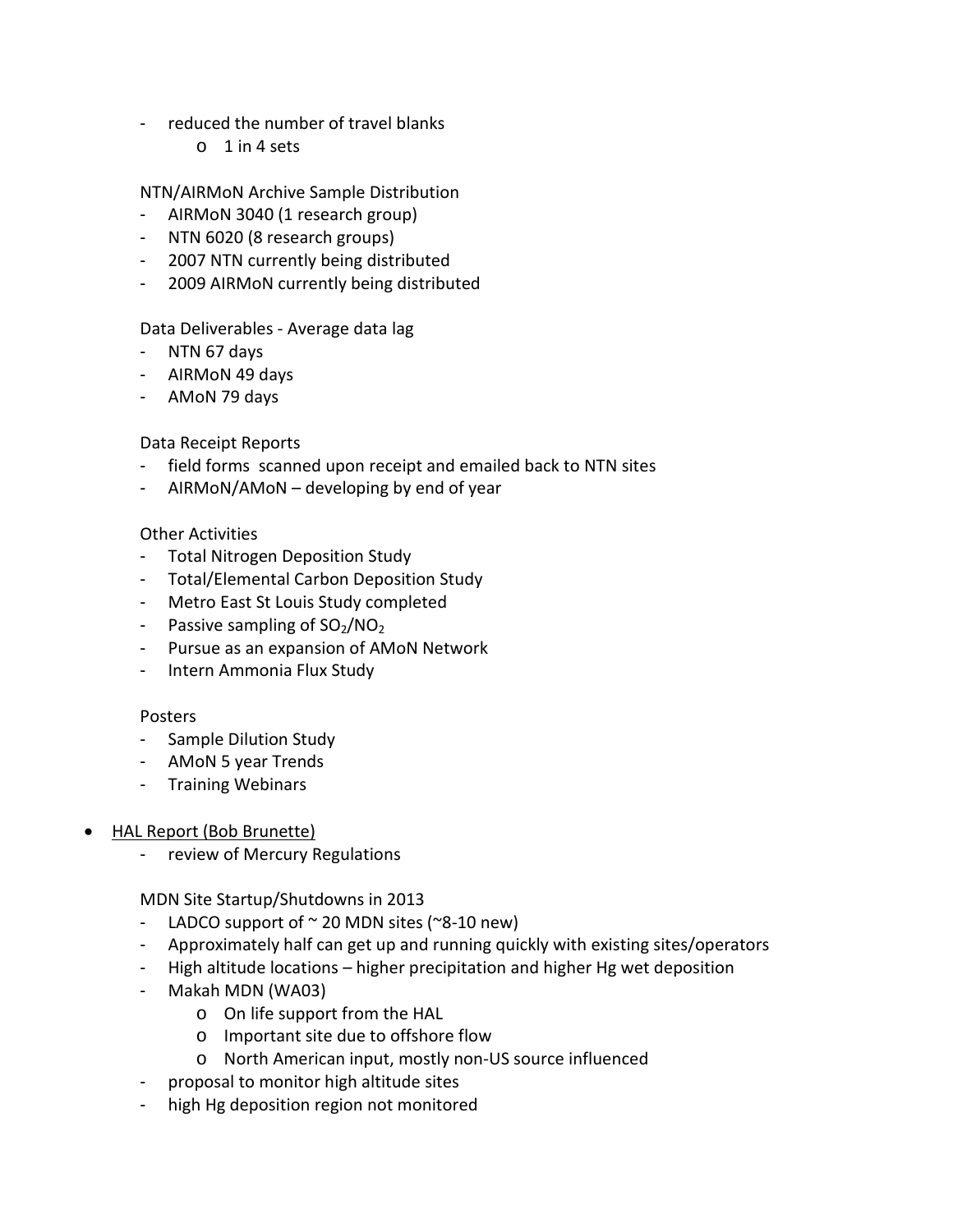- reduced the number of travel blanks
    - 1 in 4 sets

NTN/AIRMoN Archive Sample Distribution

- AIRMoN 3040 (1 research group)
- NTN 6020 (8 research groups)
- 2007 NTN currently being distributed
- 2009 AIRMoN currently being distributed

Data Deliverables - Average data lag

- NTN 67 days
- AIRMoN 49 days
- AMoN 79 days

Data Receipt Reports

- field forms scanned upon receipt and emailed back to NTN sites
- AIRMoN/AMoN – developing by end of year

Other Activities

- Total Nitrogen Deposition Study
- Total/Elemental Carbon Deposition Study
- Metro East St Louis Study completed
- Passive sampling of $SO_2$/$NO_2$
- Pursue as an expansion of AMoN Network
- Intern Ammonia Flux Study

Posters

- Sample Dilution Study
- AMoN 5 year Trends
- Training Webinars

- <u>HAL Report (Bob Brunette)</u>
    - review of Mercury Regulations

    MDN Site Startup/Shutdowns in 2013

    - LADCO support of ~ 20 MDN sites (~8-10 new)
    - Approximately half can get up and running quickly with existing sites/operators
    - High altitude locations – higher precipitation and higher Hg wet deposition
    - Makah MDN (WA03)
        - On life support from the HAL
        - Important site due to offshore flow
        - North American input, mostly non-US source influenced
    - proposal to monitor high altitude sites
    - high Hg deposition region not monitored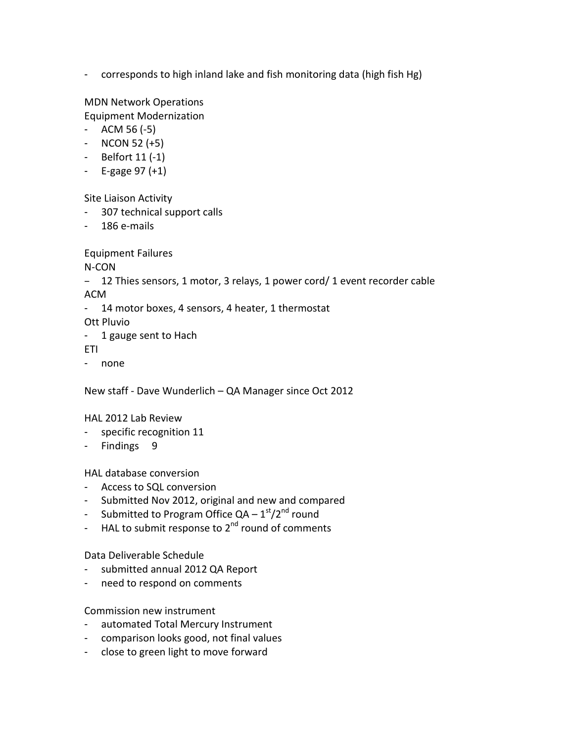- corresponds to high inland lake and fish monitoring data (high fish Hg)

MDN Network Operations
Equipment Modernization

- ACM 56 (-5)
- NCON 52 (+5)
- Belfort 11 (-1)
- E-gage 97 (+1)

Site Liaison Activity

- 307 technical support calls
- 186 e-mails

Equipment Failures
N-CON

- 12 Thies sensors, 1 motor, 3 relays, 1 power cord/ 1 event recorder cable

ACM

- 14 motor boxes, 4 sensors, 4 heater, 1 thermostat

Ott Pluvio

- 1 gauge sent to Hach

ETI

- none

New staff - Dave Wunderlich – QA Manager since Oct 2012

HAL 2012 Lab Review

- specific recognition 11
- Findings 9

HAL database conversion

- Access to SQL conversion
- Submitted Nov 2012, original and new and compared
- Submitted to Program Office QA – 1st/2nd round
- HAL to submit response to 2nd round of comments

Data Deliverable Schedule

- submitted annual 2012 QA Report
- need to respond on comments

Commission new instrument

- automated Total Mercury Instrument
- comparison looks good, not final values
- close to green light to move forward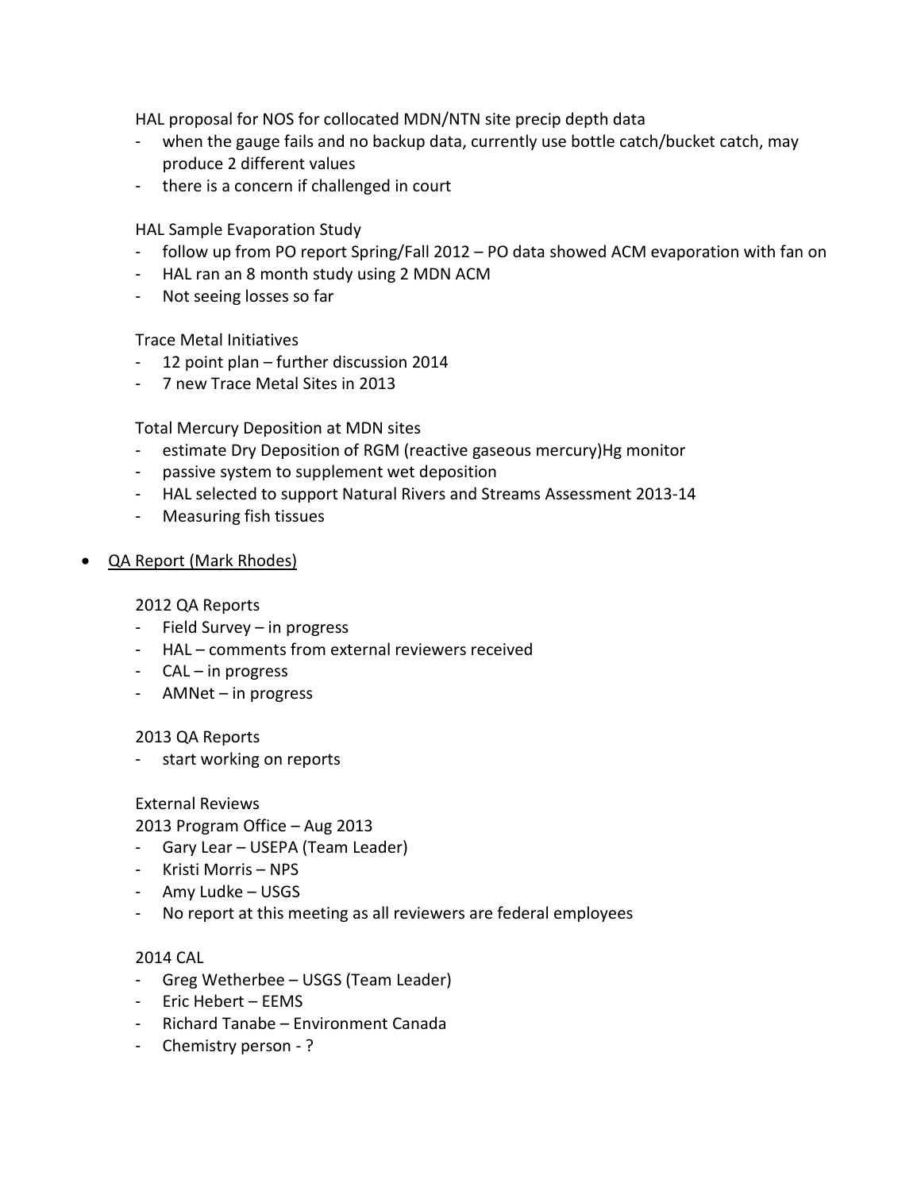HAL proposal for NOS for collocated MDN/NTN site precip depth data

- when the gauge fails and no backup data, currently use bottle catch/bucket catch, may produce 2 different values
- there is a concern if challenged in court

HAL Sample Evaporation Study

- follow up from PO report Spring/Fall 2012 – PO data showed ACM evaporation with fan on
- HAL ran an 8 month study using 2 MDN ACM
- Not seeing losses so far

Trace Metal Initiatives

- 12 point plan – further discussion 2014
- 7 new Trace Metal Sites in 2013

Total Mercury Deposition at MDN sites

- estimate Dry Deposition of RGM (reactive gaseous mercury)Hg monitor
- passive system to supplement wet deposition
- HAL selected to support Natural Rivers and Streams Assessment 2013-14
- Measuring fish tissues

- <u>QA Report (Mark Rhodes)</u>

  2012 QA Reports

  - Field Survey – in progress
  - HAL – comments from external reviewers received
  - CAL – in progress
  - AMNet – in progress

  2013 QA Reports

  - start working on reports

  External Reviews

  2013 Program Office – Aug 2013

  - Gary Lear – USEPA (Team Leader)
  - Kristi Morris – NPS
  - Amy Ludke – USGS
  - No report at this meeting as all reviewers are federal employees

  2014 CAL

  - Greg Wetherbee – USGS (Team Leader)
  - Eric Hebert – EEMS
  - Richard Tanabe – Environment Canada
  - Chemistry person - ?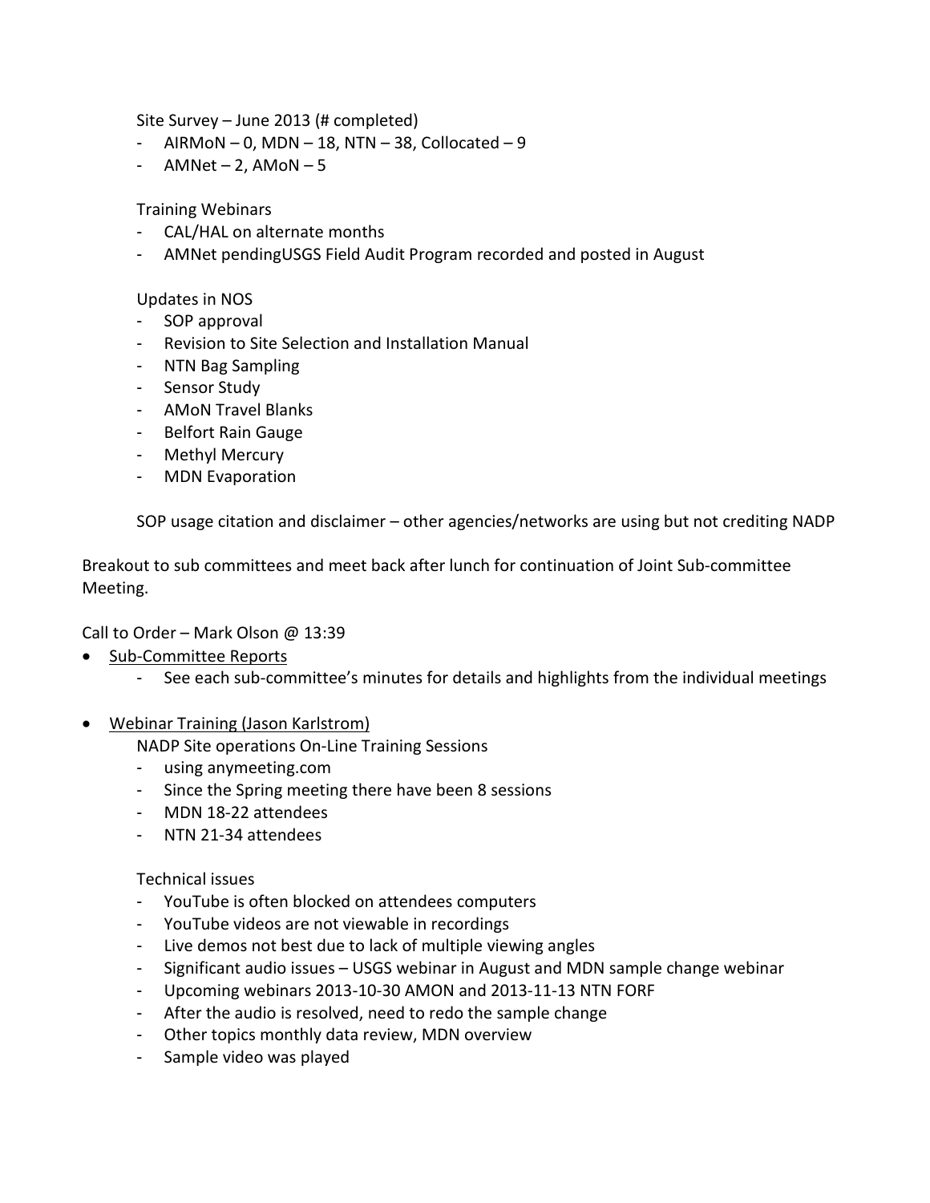Site Survey – June 2013 (# completed)

- AIRMoN – 0, MDN – 18, NTN – 38, Collocated – 9
- AMNet – 2, AMoN – 5

Training Webinars

- CAL/HAL on alternate months
- AMNet pendingUSGS Field Audit Program recorded and posted in August

Updates in NOS

- SOP approval
- Revision to Site Selection and Installation Manual
- NTN Bag Sampling
- Sensor Study
- AMoN Travel Blanks
- Belfort Rain Gauge
- Methyl Mercury
- MDN Evaporation

SOP usage citation and disclaimer – other agencies/networks are using but not crediting NADP

Breakout to sub committees and meet back after lunch for continuation of Joint Sub-committee Meeting.

Call to Order – Mark Olson @ 13:39

- Sub-Committee Reports
  - See each sub-committee's minutes for details and highlights from the individual meetings

- Webinar Training (Jason Karlstrom)

  NADP Site operations On-Line Training Sessions
  - using anymeeting.com
  - Since the Spring meeting there have been 8 sessions
  - MDN 18-22 attendees
  - NTN 21-34 attendees

  Technical issues
  - YouTube is often blocked on attendees computers
  - YouTube videos are not viewable in recordings
  - Live demos not best due to lack of multiple viewing angles
  - Significant audio issues – USGS webinar in August and MDN sample change webinar
  - Upcoming webinars 2013-10-30 AMON and 2013-11-13 NTN FORF
  - After the audio is resolved, need to redo the sample change
  - Other topics monthly data review, MDN overview
  - Sample video was played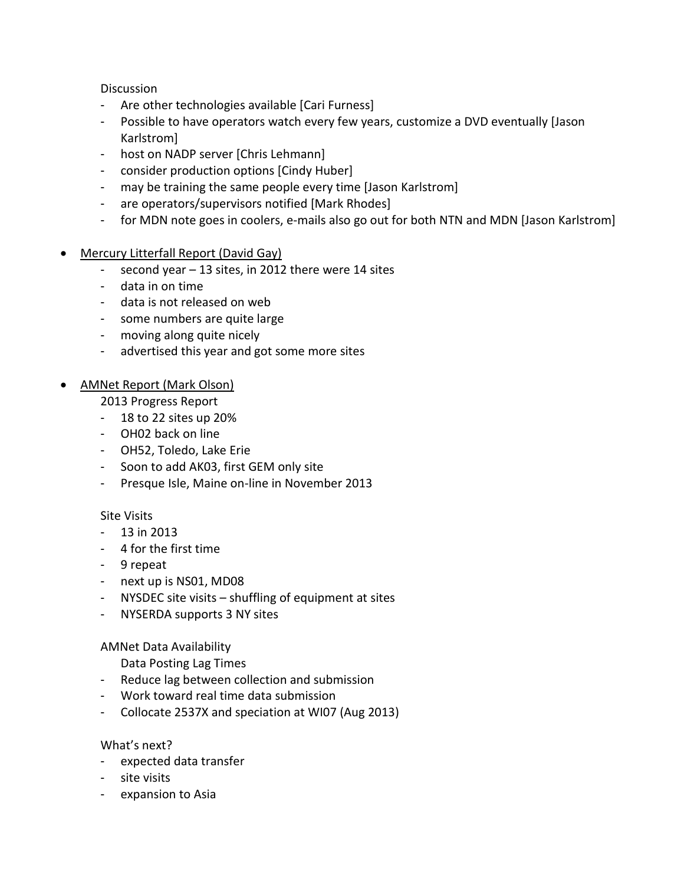Discussion

- Are other technologies available [Cari Furness]
- Possible to have operators watch every few years, customize a DVD eventually [Jason Karlstrom]
- host on NADP server [Chris Lehmann]
- consider production options [Cindy Huber]
- may be training the same people every time [Jason Karlstrom]
- are operators/supervisors notified [Mark Rhodes]
- for MDN note goes in coolers, e-mails also go out for both NTN and MDN [Jason Karlstrom]

- Mercury Litterfall Report (David Gay)
  - second year – 13 sites, in 2012 there were 14 sites
  - data in on time
  - data is not released on web
  - some numbers are quite large
  - moving along quite nicely
  - advertised this year and got some more sites

- AMNet Report (Mark Olson)

  2013 Progress Report
  - 18 to 22 sites up 20%
  - OH02 back on line
  - OH52, Toledo, Lake Erie
  - Soon to add AK03, first GEM only site
  - Presque Isle, Maine on-line in November 2013

  Site Visits
  - 13 in 2013
  - 4 for the first time
  - 9 repeat
  - next up is NS01, MD08
  - NYSDEC site visits – shuffling of equipment at sites
  - NYSERDA supports 3 NY sites

  AMNet Data Availability

  Data Posting Lag Times
  - Reduce lag between collection and submission
  - Work toward real time data submission
  - Collocate 2537X and speciation at WI07 (Aug 2013)

  What's next?
  - expected data transfer
  - site visits
  - expansion to Asia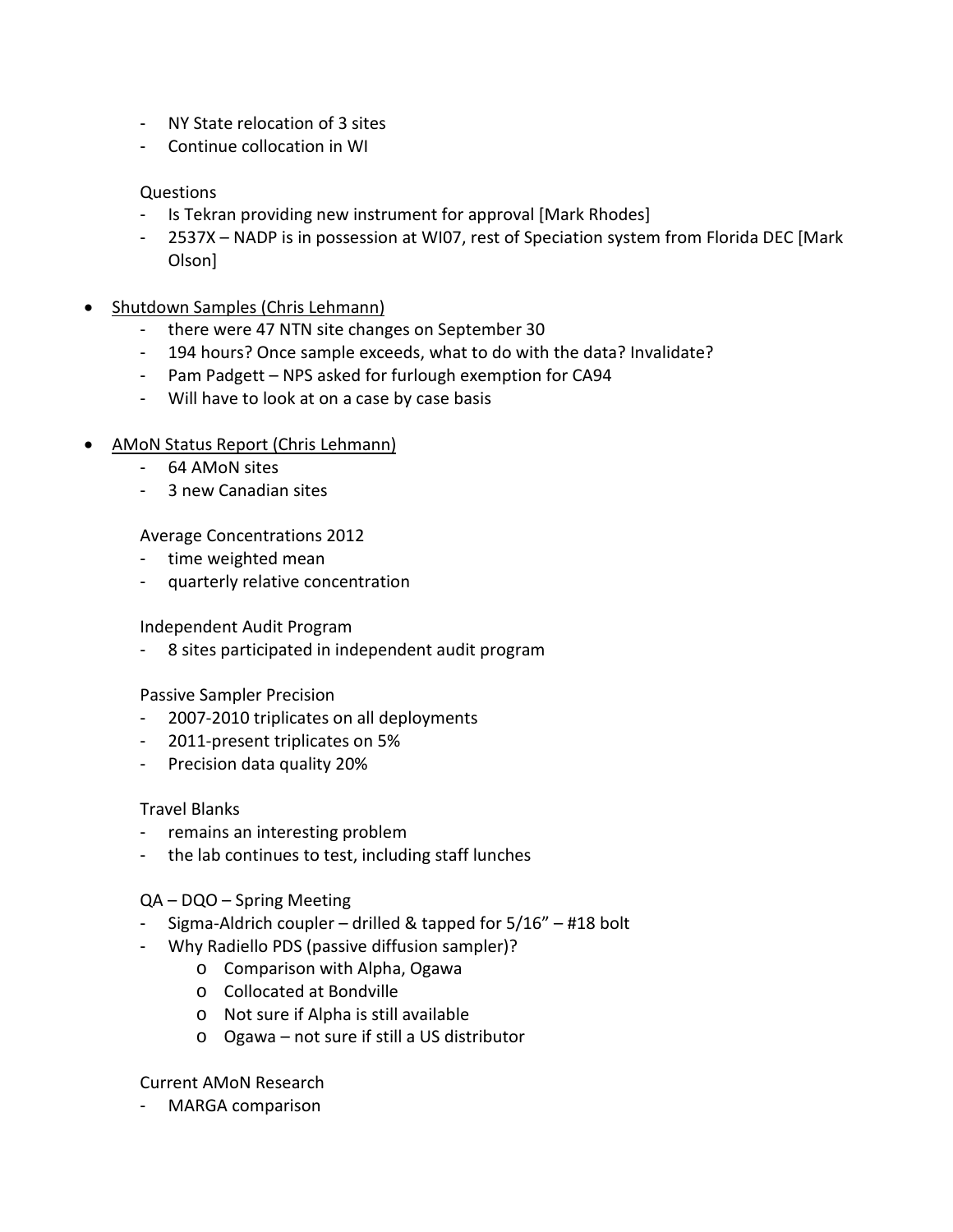- NY State relocation of 3 sites
- Continue collocation in WI

Questions

- Is Tekran providing new instrument for approval [Mark Rhodes]
- 2537X – NADP is in possession at WI07, rest of Speciation system from Florida DEC [Mark Olson]

- <u>Shutdown Samples (Chris Lehmann)</u>
    - there were 47 NTN site changes on September 30
    - 194 hours? Once sample exceeds, what to do with the data? Invalidate?
    - Pam Padgett – NPS asked for furlough exemption for CA94
    - Will have to look at on a case by case basis

- <u>AMoN Status Report (Chris Lehmann)</u>
    - 64 AMoN sites
    - 3 new Canadian sites

    Average Concentrations 2012

    - time weighted mean
    - quarterly relative concentration

    Independent Audit Program

    - 8 sites participated in independent audit program

    Passive Sampler Precision

    - 2007-2010 triplicates on all deployments
    - 2011-present triplicates on 5%
    - Precision data quality 20%

    Travel Blanks

    - remains an interesting problem
    - the lab continues to test, including staff lunches

    QA – DQO – Spring Meeting

    - Sigma-Aldrich coupler – drilled & tapped for 5/16" – #18 bolt
    - Why Radiello PDS (passive diffusion sampler)?
        - Comparison with Alpha, Ogawa
        - Collocated at Bondville
        - Not sure if Alpha is still available
        - Ogawa – not sure if still a US distributor

    Current AMoN Research

    - MARGA comparison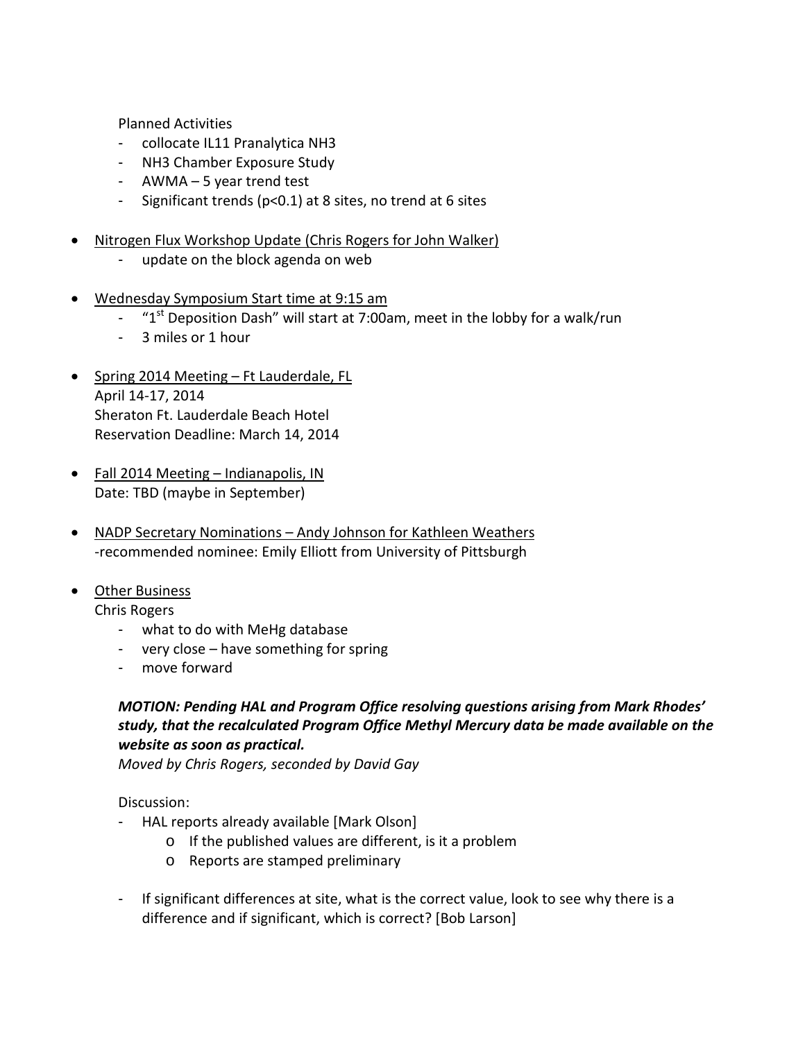Planned Activities

- collocate IL11 Pranalytica $NH_3$
- $NH_3$ Chamber Exposure Study
- AWMA – 5 year trend test
- Significant trends ($p<0.1$) at 8 sites, no trend at 6 sites

- Nitrogen Flux Workshop Update (Chris Rogers for John Walker)
  - update on the block agenda on web

- Wednesday Symposium Start time at 9:15 am
  - "1st Deposition Dash" will start at 7:00am, meet in the lobby for a walk/run
  - 3 miles or 1 hour

- Spring 2014 Meeting – Ft Lauderdale, FL
  April 14-17, 2014
  Sheraton Ft. Lauderdale Beach Hotel
  Reservation Deadline: March 14, 2014

- Fall 2014 Meeting – Indianapolis, IN
  Date: TBD (maybe in September)

- NADP Secretary Nominations – Andy Johnson for Kathleen Weathers
  -recommended nominee: Emily Elliott from University of Pittsburgh

- Other Business
  Chris Rogers
  - what to do with MeHg database
  - very close – have something for spring
  - move forward

***MOTION: Pending HAL and Program Office resolving questions arising from Mark Rhodes' study, that the recalculated Program Office Methyl Mercury data be made available on the website as soon as practical.***
*Moved by Chris Rogers, seconded by David Gay*

Discussion:

- HAL reports already available [Mark Olson]
  - If the published values are different, is it a problem
  - Reports are stamped preliminary

- If significant differences at site, what is the correct value, look to see why there is a difference and if significant, which is correct? [Bob Larson]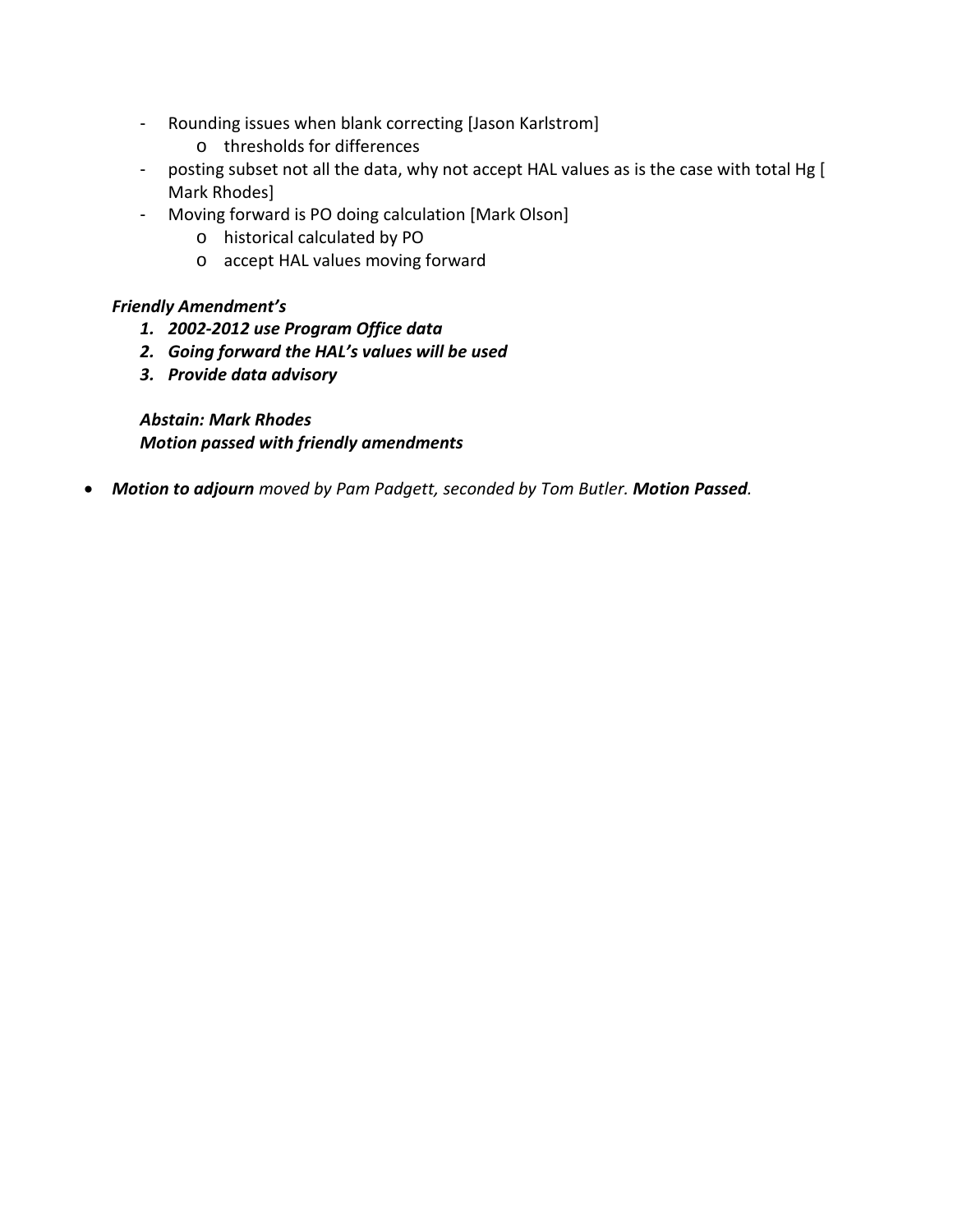- Rounding issues when blank correcting [Jason Karlstrom]
  - thresholds for differences
- posting subset not all the data, why not accept HAL values as is the case with total Hg [ Mark Rhodes]
- Moving forward is PO doing calculation [Mark Olson]
  - historical calculated by PO
  - accept HAL values moving forward

***Friendly Amendment's***

1. ***2002-2012 use Program Office data***
2. ***Going forward the HAL's values will be used***
3. ***Provide data advisory***

***Abstain: Mark Rhodes***
***Motion passed with friendly amendments***

- ***Motion to adjourn*** *moved by Pam Padgett, seconded by Tom Butler.* ***Motion Passed****.*